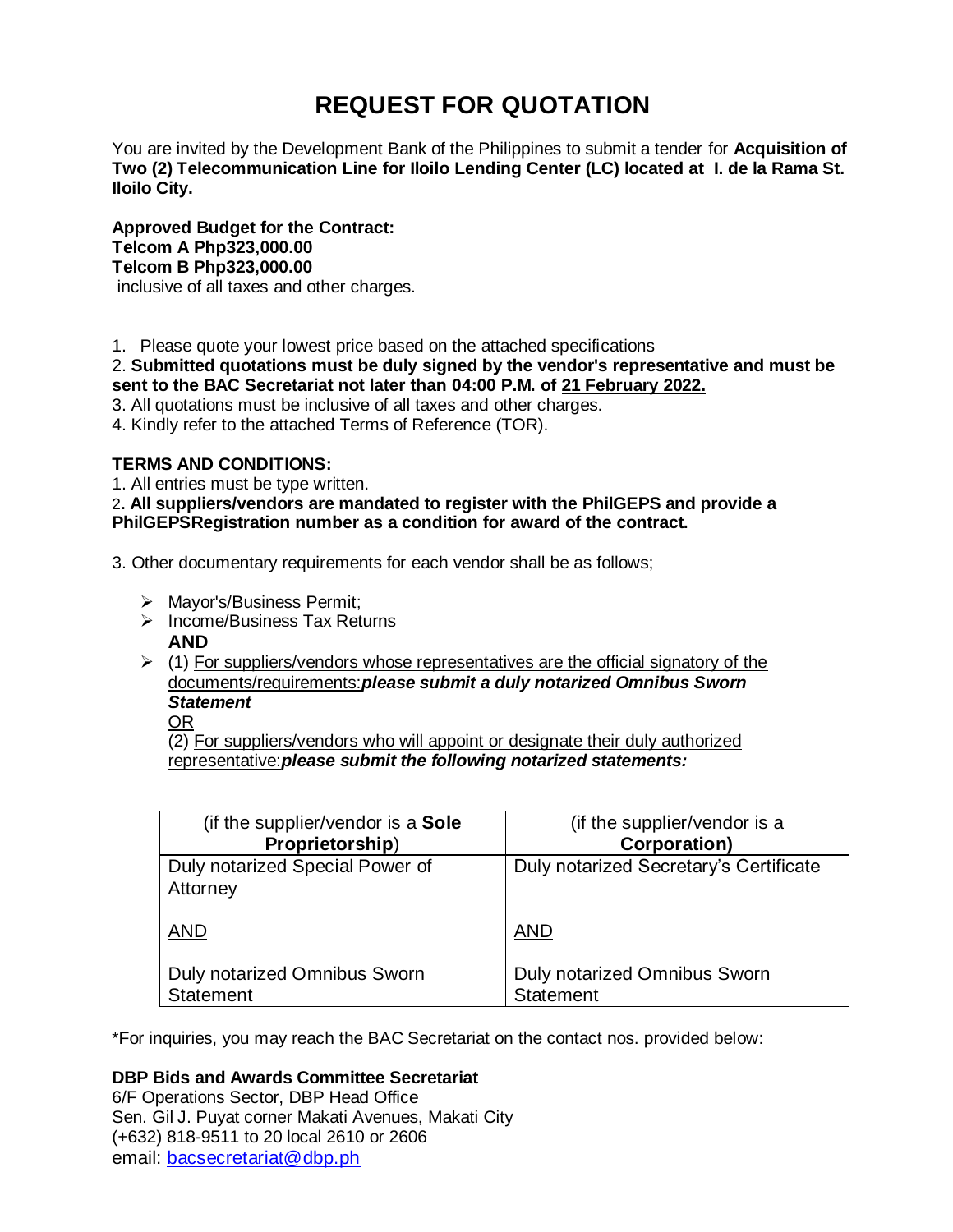# REQUEST FOR QUOTATION

You are invited by the Development Bank of the Philippines to submit a tender for **Acquisition of Two (2) Telecommunication Line for Iloilo Lending Center (LC) located at I. de la Rama St. Iloilo City.**

**Approved Budget for the Contract:**
**Telcom A Php323,000.00**
**Telcom B Php323,000.00**
inclusive of all taxes and other charges.

1. Please quote your lowest price based on the attached specifications
2. **Submitted quotations must be duly signed by the vendor's representative and must be sent to the BAC Secretariat not later than 04:00 P.M. of <u>21 February 2022.</u>**
3. All quotations must be inclusive of all taxes and other charges.
4. Kindly refer to the attached Terms of Reference (TOR).

**TERMS AND CONDITIONS:**

1. All entries must be type written.
2. **All suppliers/vendors are mandated to register with the PhilGEPS and provide a PhilGEPSRegistration number as a condition for award of the contract.**

3. Other documentary requirements for each vendor shall be as follows;

- Mayor's/Business Permit;
- Income/Business Tax Returns
  **AND**
- (1) <u>For suppliers/vendors whose representatives are the official signatory of the documents/requirements:</u>***please submit a duly notarized Omnibus Sworn Statement***
  <u>OR</u>
  (2) <u>For suppliers/vendors who will appoint or designate their duly authorized representative:</u>***please submit the following notarized statements:***

| (if the supplier/vendor is a **Sole Proprietorship**) | (if the supplier/vendor is a **Corporation)** |
| --- | --- |
| Duly notarized Special Power of Attorney<br><br><u>AND</u><br><br>Duly notarized Omnibus Sworn Statement | Duly notarized Secretary's Certificate<br><br><u>AND</u><br><br>Duly notarized Omnibus Sworn Statement |

*For inquiries, you may reach the BAC Secretariat on the contact nos. provided below:

**DBP Bids and Awards Committee Secretariat**
6/F Operations Sector, DBP Head Office
Sen. Gil J. Puyat corner Makati Avenues, Makati City
(+632) 818-9511 to 20 local 2610 or 2606
email: bacsecretariat@dbp.ph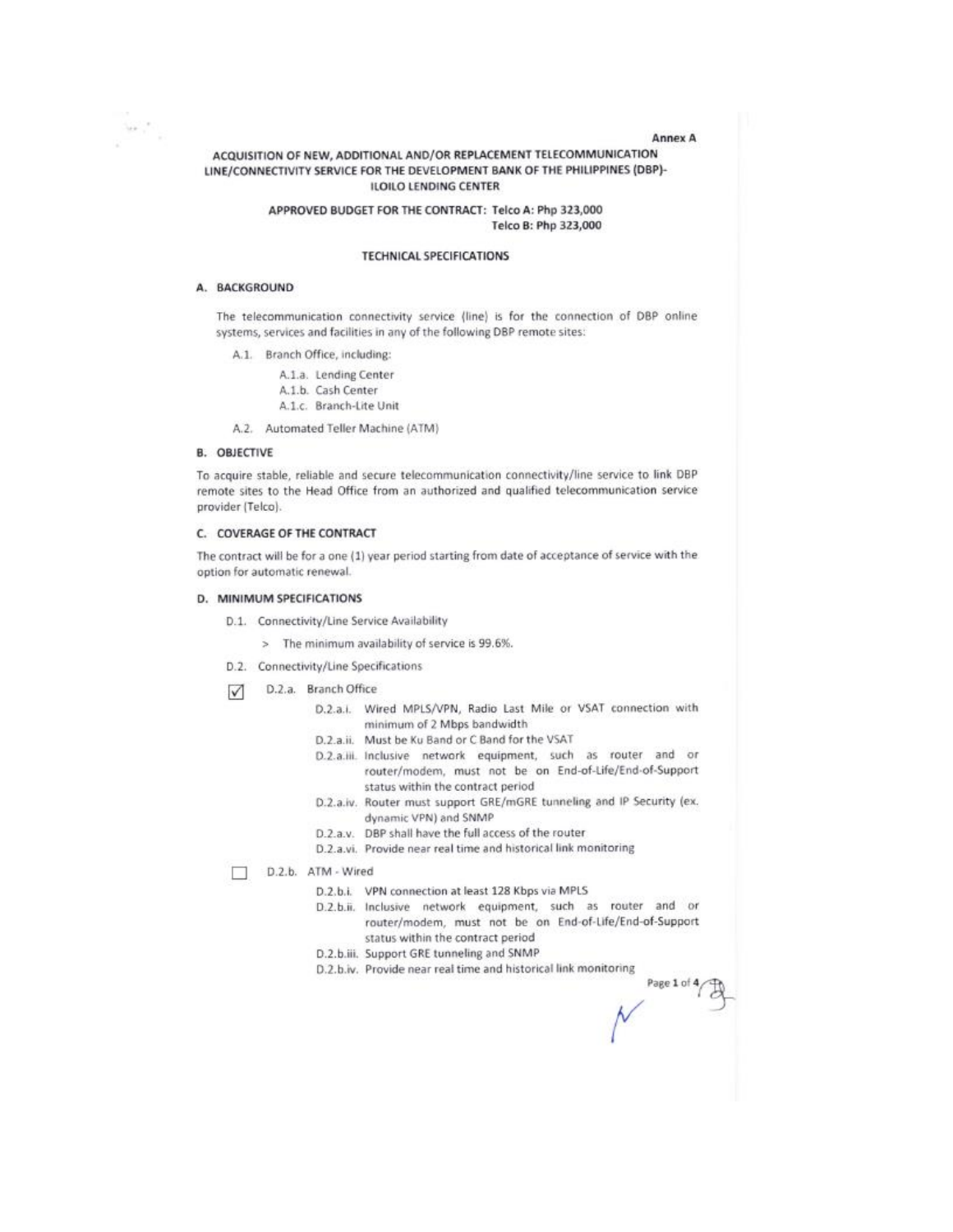Annex A

# ACQUISITION OF NEW, ADDITIONAL AND/OR REPLACEMENT TELECOMMUNICATION LINE/CONNECTIVITY SERVICE FOR THE DEVELOPMENT BANK OF THE PHILIPPINES (DBP)-ILOILO LENDING CENTER

**APPROVED BUDGET FOR THE CONTRACT: Telco A: Php 323,000**
**Telco B: Php 323,000**

## TECHNICAL SPECIFICATIONS

### A. BACKGROUND

The telecommunication connectivity service (line) is for the connection of DBP online systems, services and facilities in any of the following DBP remote sites:

- A.1. Branch Office, including:
  - A.1.a. Lending Center
  - A.1.b. Cash Center
  - A.1.c. Branch-Lite Unit
- A.2. Automated Teller Machine (ATM)

### B. OBJECTIVE

To acquire stable, reliable and secure telecommunication connectivity/line service to link DBP remote sites to the Head Office from an authorized and qualified telecommunication service provider (Telco).

### C. COVERAGE OF THE CONTRACT

The contract will be for a one (1) year period starting from date of acceptance of service with the option for automatic renewal.

### D. MINIMUM SPECIFICATIONS

- D.1. Connectivity/Line Service Availability
  - > The minimum availability of service is 99.6%.
- D.2. Connectivity/Line Specifications
  - ☑ D.2.a. Branch Office
    - D.2.a.i. Wired MPLS/VPN, Radio Last Mile or VSAT connection with minimum of 2 Mbps bandwidth
    - D.2.a.ii. Must be Ku Band or C Band for the VSAT
    - D.2.a.iii. Inclusive network equipment, such as router and or router/modem, must not be on End-of-Life/End-of-Support status within the contract period
    - D.2.a.iv. Router must support GRE/mGRE tunneling and IP Security (ex. dynamic VPN) and SNMP
    - D.2.a.v. DBP shall have the full access of the router
    - D.2.a.vi. Provide near real time and historical link monitoring
  - ☐ D.2.b. ATM - Wired
    - D.2.b.i. VPN connection at least 128 Kbps via MPLS
    - D.2.b.ii. Inclusive network equipment, such as router and or router/modem, must not be on End-of-Life/End-of-Support status within the contract period
    - D.2.b.iii. Support GRE tunneling and SNMP
    - D.2.b.iv. Provide near real time and historical link monitoring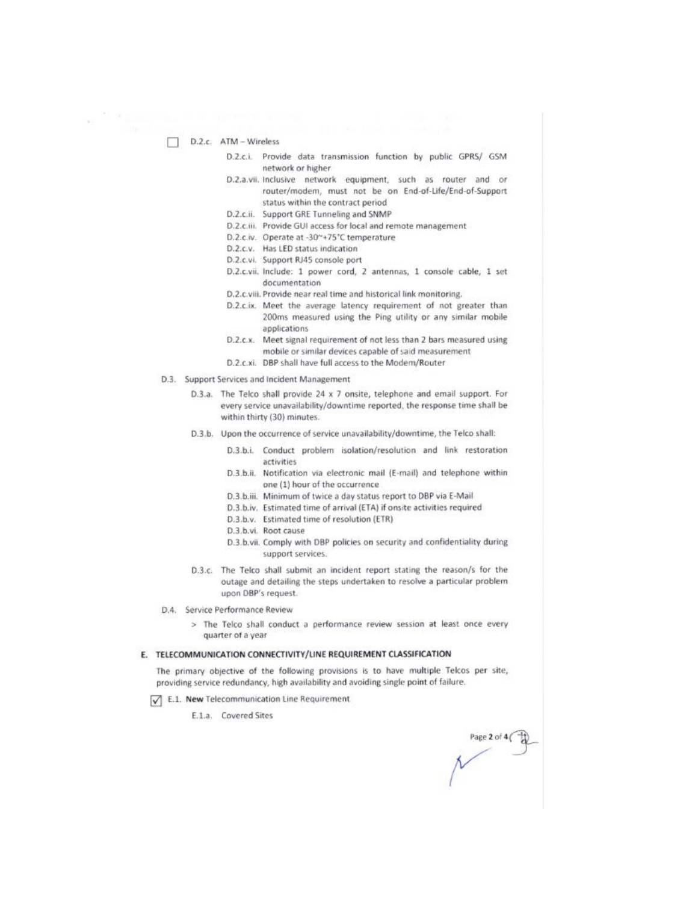- [ ] D.2.c. ATM – Wireless
  - D.2.c.i. Provide data transmission function by public GPRS/ GSM network or higher
  - D.2.a.vii. Inclusive network equipment, such as router and or router/modem, must not be on End-of-Life/End-of-Support status within the contract period
  - D.2.c.ii. Support GRE Tunneling and SNMP
  - D.2.c.iii. Provide GUI access for local and remote management
  - D.2.c.iv. Operate at -30~+75°C temperature
  - D.2.c.v. Has LED status indication
  - D.2.c.vi. Support RJ45 console port
  - D.2.c.vii. Include: 1 power cord, 2 antennas, 1 console cable, 1 set documentation
  - D.2.c.viii. Provide near real time and historical link monitoring.
  - D.2.c.ix. Meet the average latency requirement of not greater than 200ms measured using the Ping utility or any similar mobile applications
  - D.2.c.x. Meet signal requirement of not less than 2 bars measured using mobile or similar devices capable of said measurement
  - D.2.c.xi. DBP shall have full access to the Modem/Router

D.3. Support Services and Incident Management

- D.3.a. The Telco shall provide 24 x 7 onsite, telephone and email support. For every service unavailability/downtime reported, the response time shall be within thirty (30) minutes.
- D.3.b. Upon the occurrence of service unavailability/downtime, the Telco shall:
  - D.3.b.i. Conduct problem isolation/resolution and link restoration activities
  - D.3.b.ii. Notification via electronic mail (E-mail) and telephone within one (1) hour of the occurrence
  - D.3.b.iii. Minimum of twice a day status report to DBP via E-Mail
  - D.3.b.iv. Estimated time of arrival (ETA) if onsite activities required
  - D.3.b.v. Estimated time of resolution (ETR)
  - D.3.b.vi. Root cause
  - D.3.b.vii. Comply with DBP policies on security and confidentiality during support services.
- D.3.c. The Telco shall submit an incident report stating the reason/s for the outage and detailing the steps undertaken to resolve a particular problem upon DBP's request.

D.4. Service Performance Review

> The Telco shall conduct a performance review session at least once every quarter of a year

## E. TELECOMMUNICATION CONNECTIVITY/LINE REQUIREMENT CLASSIFICATION

The primary objective of the following provisions is to have multiple Telcos per site, providing service redundancy, high availability and avoiding single point of failure.

- [x] E.1. **New** Telecommunication Line Requirement
  - E.1.a. Covered Sites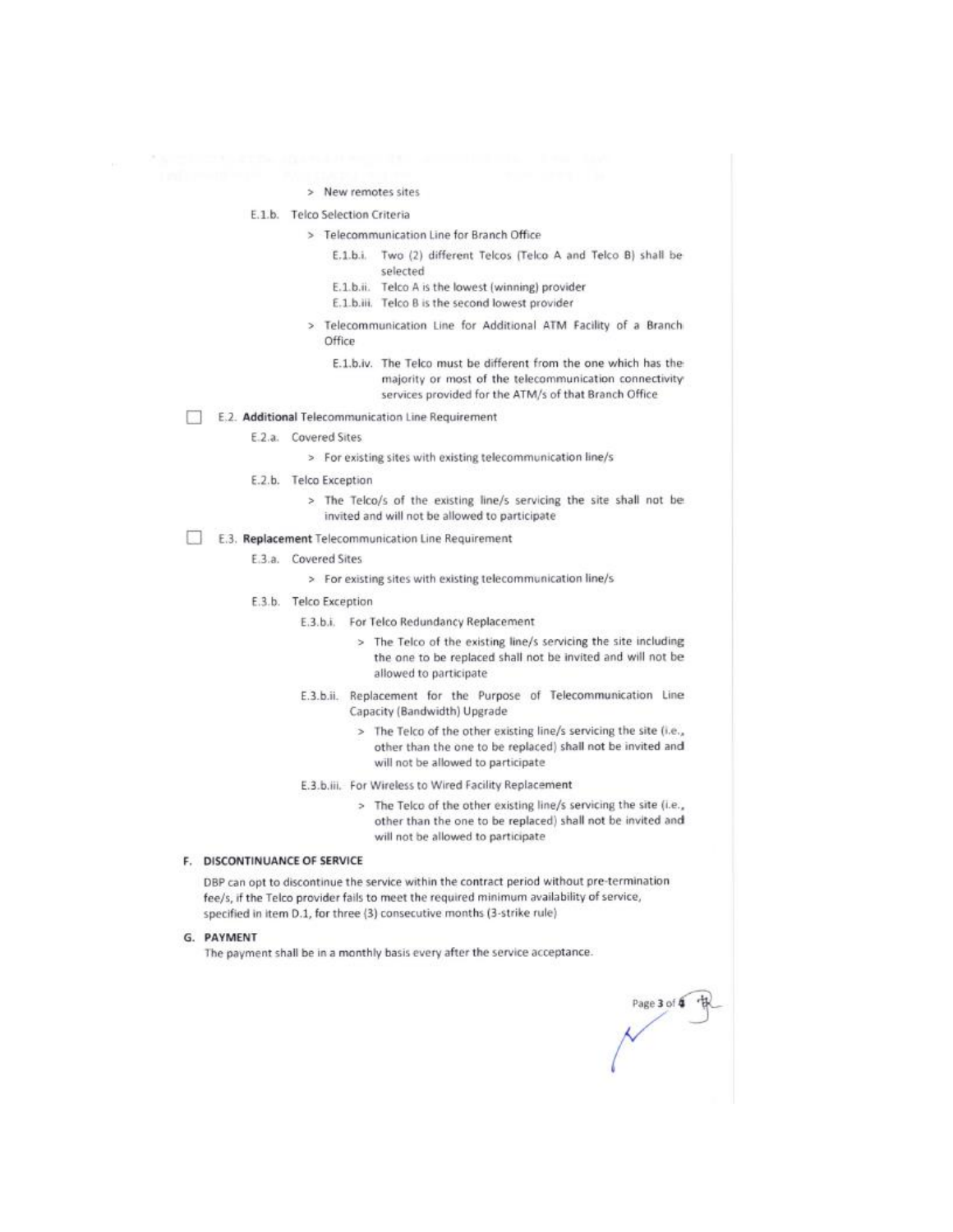> New remotes sites

E.1.b. Telco Selection Criteria

> Telecommunication Line for Branch Office

E.1.b.i. Two (2) different Telcos (Telco A and Telco B) shall be selected

E.1.b.ii. Telco A is the lowest (winning) provider

E.1.b.iii. Telco B is the second lowest provider

> Telecommunication Line for Additional ATM Facility of a Branch Office

E.1.b.iv. The Telco must be different from the one which has the majority or most of the telecommunication connectivity services provided for the ATM/s of that Branch Office

☐ E.2. **Additional** Telecommunication Line Requirement

E.2.a. Covered Sites

> For existing sites with existing telecommunication line/s

E.2.b. Telco Exception

> The Telco/s of the existing line/s servicing the site shall not be invited and will not be allowed to participate

☐ E.3. **Replacement** Telecommunication Line Requirement

E.3.a. Covered Sites

> For existing sites with existing telecommunication line/s

E.3.b. Telco Exception

E.3.b.i. For Telco Redundancy Replacement

> The Telco of the existing line/s servicing the site including the one to be replaced shall not be invited and will not be allowed to participate

E.3.b.ii. Replacement for the Purpose of Telecommunication Line Capacity (Bandwidth) Upgrade

> The Telco of the other existing line/s servicing the site (i.e., other than the one to be replaced) shall not be invited and will not be allowed to participate

E.3.b.iii. For Wireless to Wired Facility Replacement

> The Telco of the other existing line/s servicing the site (i.e., other than the one to be replaced) shall not be invited and will not be allowed to participate

## F. DISCONTINUANCE OF SERVICE

DBP can opt to discontinue the service within the contract period without pre-termination fee/s, if the Telco provider fails to meet the required minimum availability of service, specified in item D.1, for three (3) consecutive months (3-strike rule)

## G. PAYMENT

The payment shall be in a monthly basis every after the service acceptance.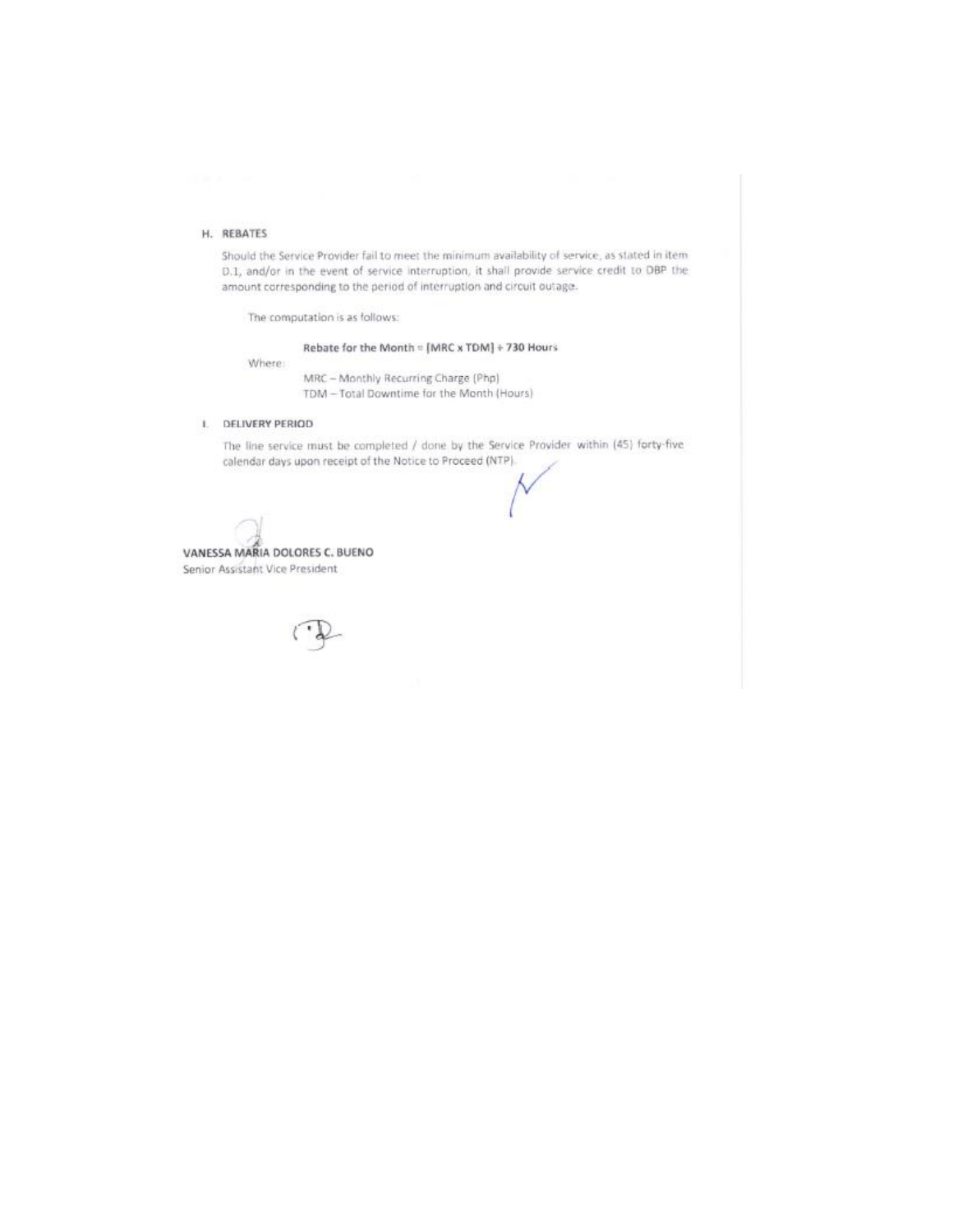## H. REBATES

Should the Service Provider fail to meet the minimum availability of service, as stated in item D.1, and/or in the event of service interruption, it shall provide service credit to DBP the amount corresponding to the period of interruption and circuit outage.

The computation is as follows:

**Rebate for the Month = [MRC x TDM] ÷ 730 Hours**

Where:

MRC – Monthly Recurring Charge (Php)
TDM – Total Downtime for the Month (Hours)

## I. DELIVERY PERIOD

The line service must be completed / done by the Service Provider within (45) forty-five calendar days upon receipt of the Notice to Proceed (NTP).

**VANESSA MARIA DOLORES C. BUENO**
Senior Assistant Vice President